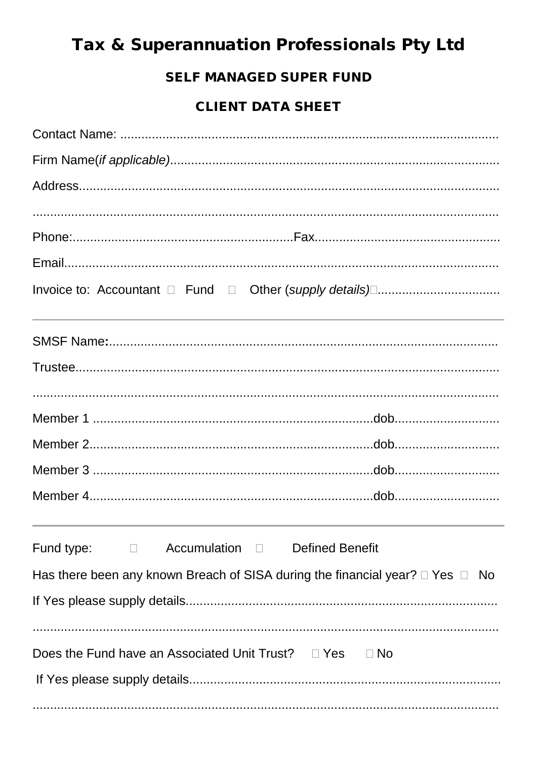# Tax & Superannuation Professionals Pty Ltd

## SELF MANAGED SUPER FUND

## CLIENT DATA SHEET

Contact Name: ...........................................................................................................

Firm Name(*if applicable*)............................................................................................

Address.........................................................................................................................

.......................................................................................................................................

Phone:.............................................................Fax....................................................

Email.............................................................................................................................

Invoice to: Accountant ☐ Fund ☐ Other (*supply details)*☐..................................

---

SMSF Name**:**..............................................................................................................

Trustee..........................................................................................................................

.......................................................................................................................................

Member 1 ..............................................................................dob.............................

Member 2...............................................................................dob.............................

Member 3 ..............................................................................dob.............................

Member 4...............................................................................dob.............................

---

Fund type: ☐ Accumulation ☐ Defined Benefit

Has there been any known Breach of SISA during the financial year? ☐ Yes ☐ No

If Yes please supply details.........................................................................................

.......................................................................................................................................

Does the Fund have an Associated Unit Trust? ☐ Yes ☐ No

If Yes please supply details.........................................................................................

.......................................................................................................................................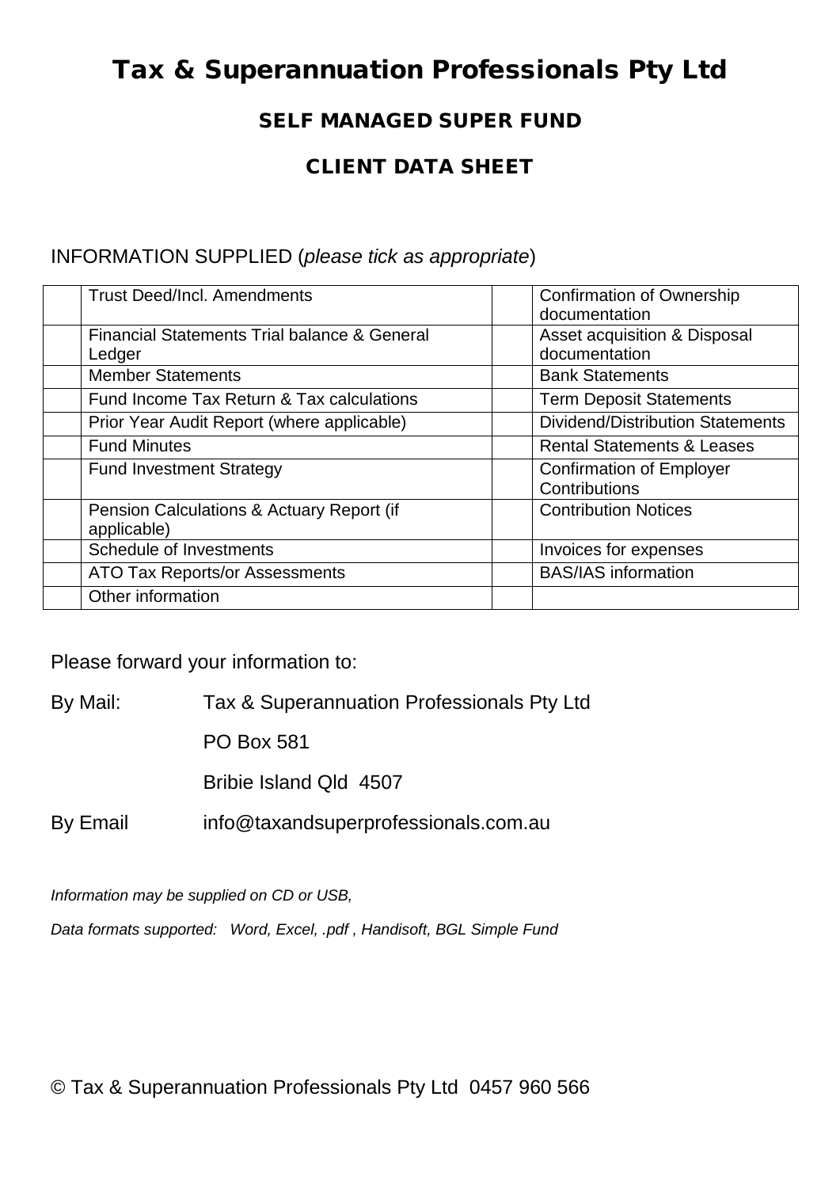# Tax & Superannuation Professionals Pty Ltd

## SELF MANAGED SUPER FUND

## CLIENT DATA SHEET

INFORMATION SUPPLIED (*please tick as appropriate*)

| | | | |
|---|---|---|---|
| | Trust Deed/Incl. Amendments | | Confirmation of Ownership documentation |
| | Financial Statements Trial balance & General Ledger | | Asset acquisition & Disposal documentation |
| | Member Statements | | Bank Statements |
| | Fund Income Tax Return & Tax calculations | | Term Deposit Statements |
| | Prior Year Audit Report (where applicable) | | Dividend/Distribution Statements |
| | Fund Minutes | | Rental Statements & Leases |
| | Fund Investment Strategy | | Confirmation of Employer Contributions |
| | Pension Calculations & Actuary Report (if applicable) | | Contribution Notices |
| | Schedule of Investments | | Invoices for expenses |
| | ATO Tax Reports/or Assessments | | BAS/IAS information |
| | Other information | | |

Please forward your information to:

By Mail: Tax & Superannuation Professionals Pty Ltd

PO Box 581

Bribie Island Qld 4507

By Email info@taxandsuperprofessionals.com.au

*Information may be supplied on CD or USB,*

*Data formats supported: Word, Excel, .pdf , Handisoft, BGL Simple Fund*

© Tax & Superannuation Professionals Pty Ltd 0457 960 566